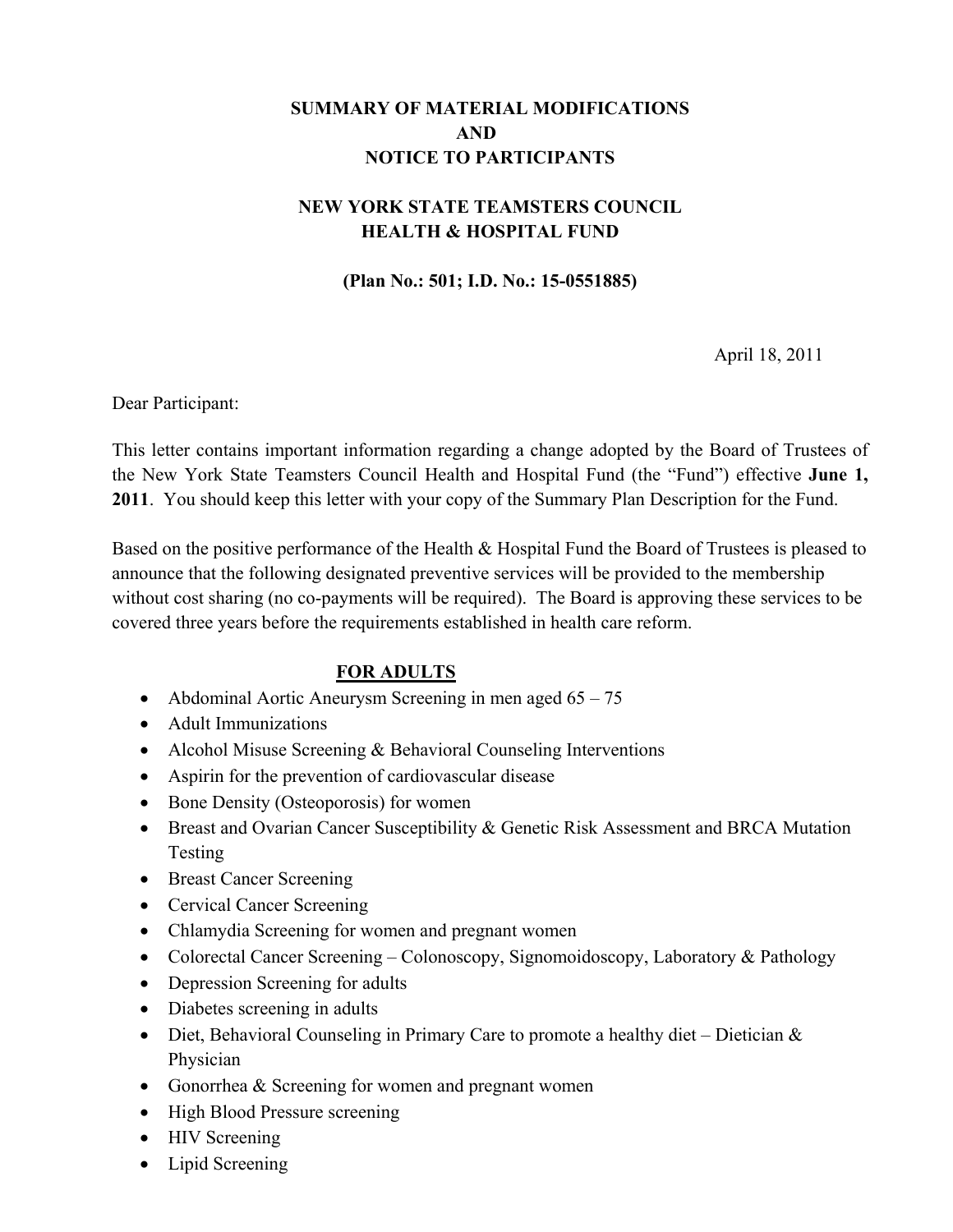**SUMMARY OF MATERIAL MODIFICATIONS**
**AND**
**NOTICE TO PARTICIPANTS**

**NEW YORK STATE TEAMSTERS COUNCIL**
**HEALTH & HOSPITAL FUND**

**(Plan No.: 501; I.D. No.: 15-0551885)**

April 18, 2011

Dear Participant:

This letter contains important information regarding a change adopted by the Board of Trustees of the New York State Teamsters Council Health and Hospital Fund (the "Fund") effective **June 1, 2011**. You should keep this letter with your copy of the Summary Plan Description for the Fund.

Based on the positive performance of the Health & Hospital Fund the Board of Trustees is pleased to announce that the following designated preventive services will be provided to the membership without cost sharing (no co-payments will be required). The Board is approving these services to be covered three years before the requirements established in health care reform.

**FOR ADULTS**

- Abdominal Aortic Aneurysm Screening in men aged 65 – 75
- Adult Immunizations
- Alcohol Misuse Screening & Behavioral Counseling Interventions
- Aspirin for the prevention of cardiovascular disease
- Bone Density (Osteoporosis) for women
- Breast and Ovarian Cancer Susceptibility & Genetic Risk Assessment and BRCA Mutation Testing
- Breast Cancer Screening
- Cervical Cancer Screening
- Chlamydia Screening for women and pregnant women
- Colorectal Cancer Screening – Colonoscopy, Signomoidoscopy, Laboratory & Pathology
- Depression Screening for adults
- Diabetes screening in adults
- Diet, Behavioral Counseling in Primary Care to promote a healthy diet – Dietician & Physician
- Gonorrhea & Screening for women and pregnant women
- High Blood Pressure screening
- HIV Screening
- Lipid Screening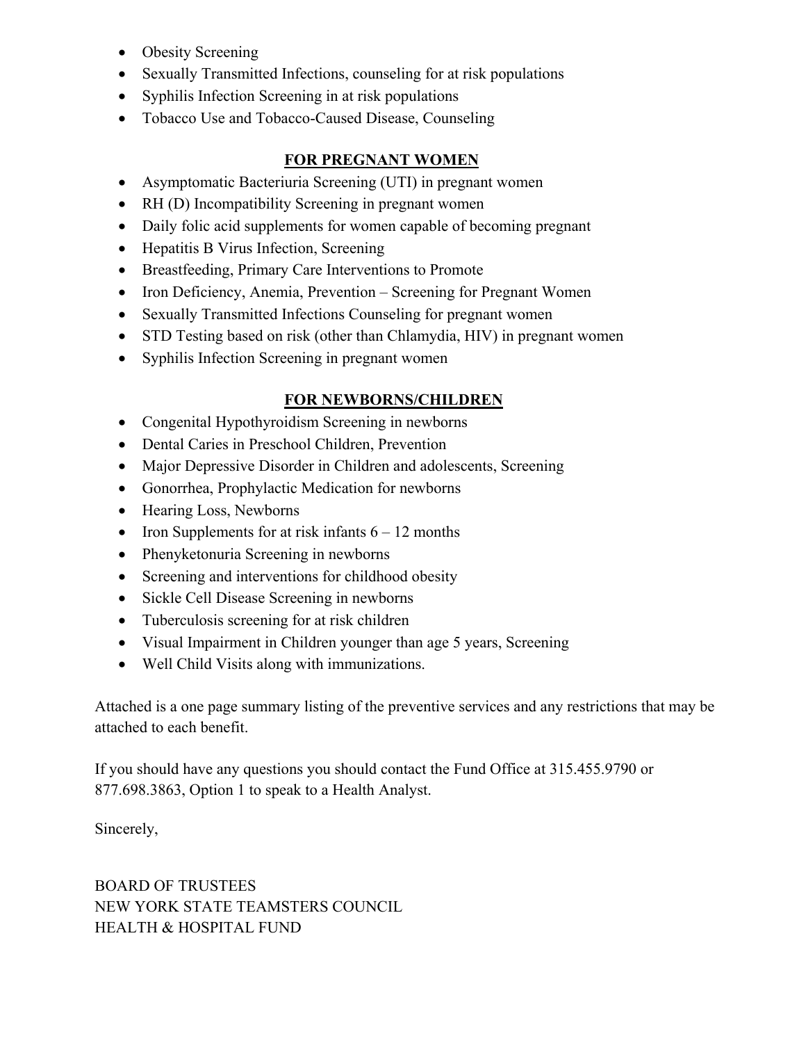- Obesity Screening
- Sexually Transmitted Infections, counseling for at risk populations
- Syphilis Infection Screening in at risk populations
- Tobacco Use and Tobacco-Caused Disease, Counseling

## FOR PREGNANT WOMEN

- Asymptomatic Bacteriuria Screening (UTI) in pregnant women
- RH (D) Incompatibility Screening in pregnant women
- Daily folic acid supplements for women capable of becoming pregnant
- Hepatitis B Virus Infection, Screening
- Breastfeeding, Primary Care Interventions to Promote
- Iron Deficiency, Anemia, Prevention – Screening for Pregnant Women
- Sexually Transmitted Infections Counseling for pregnant women
- STD Testing based on risk (other than Chlamydia, HIV) in pregnant women
- Syphilis Infection Screening in pregnant women

## FOR NEWBORNS/CHILDREN

- Congenital Hypothyroidism Screening in newborns
- Dental Caries in Preschool Children, Prevention
- Major Depressive Disorder in Children and adolescents, Screening
- Gonorrhea, Prophylactic Medication for newborns
- Hearing Loss, Newborns
- Iron Supplements for at risk infants 6 – 12 months
- Phenyketonuria Screening in newborns
- Screening and interventions for childhood obesity
- Sickle Cell Disease Screening in newborns
- Tuberculosis screening for at risk children
- Visual Impairment in Children younger than age 5 years, Screening
- Well Child Visits along with immunizations.

Attached is a one page summary listing of the preventive services and any restrictions that may be attached to each benefit.

If you should have any questions you should contact the Fund Office at 315.455.9790 or 877.698.3863, Option 1 to speak to a Health Analyst.

Sincerely,

BOARD OF TRUSTEES
NEW YORK STATE TEAMSTERS COUNCIL
HEALTH & HOSPITAL FUND